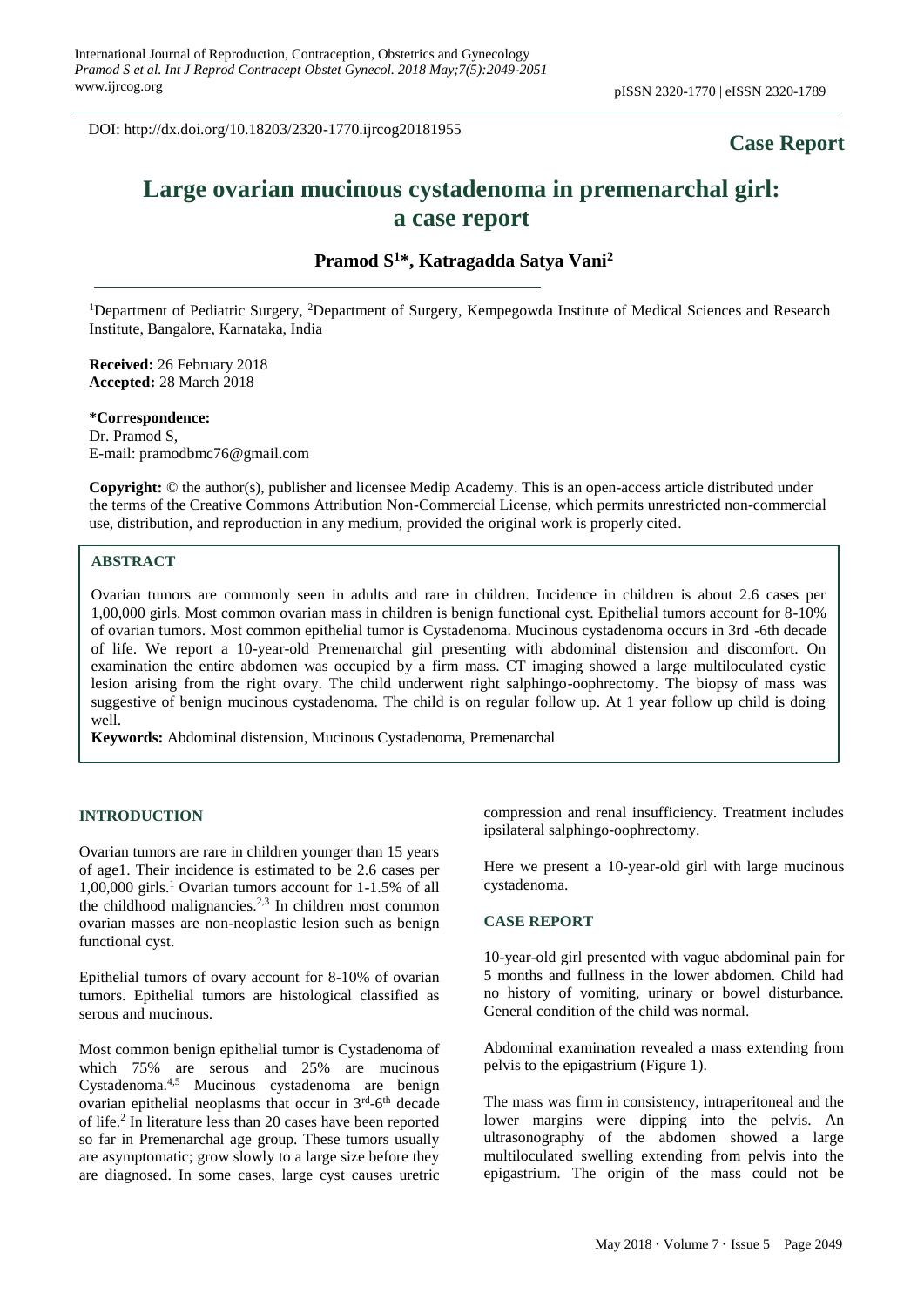DOI: http://dx.doi.org/10.18203/2320-1770.ijrcog20181955

**Case Report**

# Large ovarian mucinous cystadenoma in premenarchal girl: a case report

**Pramod S[1]*, Katragadda Satya Vani[2]**

[1]Department of Pediatric Surgery, [2]Department of Surgery, Kempegowda Institute of Medical Sciences and Research Institute, Bangalore, Karnataka, India

**Received:** 26 February 2018
**Accepted:** 28 March 2018

**\*Correspondence:**
Dr. Pramod S,
E-mail: pramodbmc76@gmail.com

**Copyright:** © the author(s), publisher and licensee Medip Academy. This is an open-access article distributed under the terms of the Creative Commons Attribution Non-Commercial License, which permits unrestricted non-commercial use, distribution, and reproduction in any medium, provided the original work is properly cited.

## ABSTRACT

Ovarian tumors are commonly seen in adults and rare in children. Incidence in children is about 2.6 cases per 1,00,000 girls. Most common ovarian mass in children is benign functional cyst. Epithelial tumors account for 8-10% of ovarian tumors. Most common epithelial tumor is Cystadenoma. Mucinous cystadenoma occurs in 3rd -6th decade of life. We report a 10-year-old Premenarchal girl presenting with abdominal distension and discomfort. On examination the entire abdomen was occupied by a firm mass. CT imaging showed a large multiloculated cystic lesion arising from the right ovary. The child underwent right salphingo-oophrectomy. The biopsy of mass was suggestive of benign mucinous cystadenoma. The child is on regular follow up. At 1 year follow up child is doing well.

**Keywords:** Abdominal distension, Mucinous Cystadenoma, Premenarchal

## INTRODUCTION

Ovarian tumors are rare in children younger than 15 years of age1. Their incidence is estimated to be 2.6 cases per 1,00,000 girls.[1] Ovarian tumors account for 1-1.5% of all the childhood malignancies.[2,3] In children most common ovarian masses are non-neoplastic lesion such as benign functional cyst.

Epithelial tumors of ovary account for 8-10% of ovarian tumors. Epithelial tumors are histological classified as serous and mucinous.

Most common benign epithelial tumor is Cystadenoma of which 75% are serous and 25% are mucinous Cystadenoma.[4,5] Mucinous cystadenoma are benign ovarian epithelial neoplasms that occur in 3rd-6th decade of life.[2] In literature less than 20 cases have been reported so far in Premenarchal age group. These tumors usually are asymptomatic; grow slowly to a large size before they are diagnosed. In some cases, large cyst causes uretric compression and renal insufficiency. Treatment includes ipsilateral salphingo-oophrectomy.

Here we present a 10-year-old girl with large mucinous cystadenoma.

## CASE REPORT

10-year-old girl presented with vague abdominal pain for 5 months and fullness in the lower abdomen. Child had no history of vomiting, urinary or bowel disturbance. General condition of the child was normal.

Abdominal examination revealed a mass extending from pelvis to the epigastrium (Figure 1).

The mass was firm in consistency, intraperitoneal and the lower margins were dipping into the pelvis. An ultrasonography of the abdomen showed a large multiloculated swelling extending from pelvis into the epigastrium. The origin of the mass could not be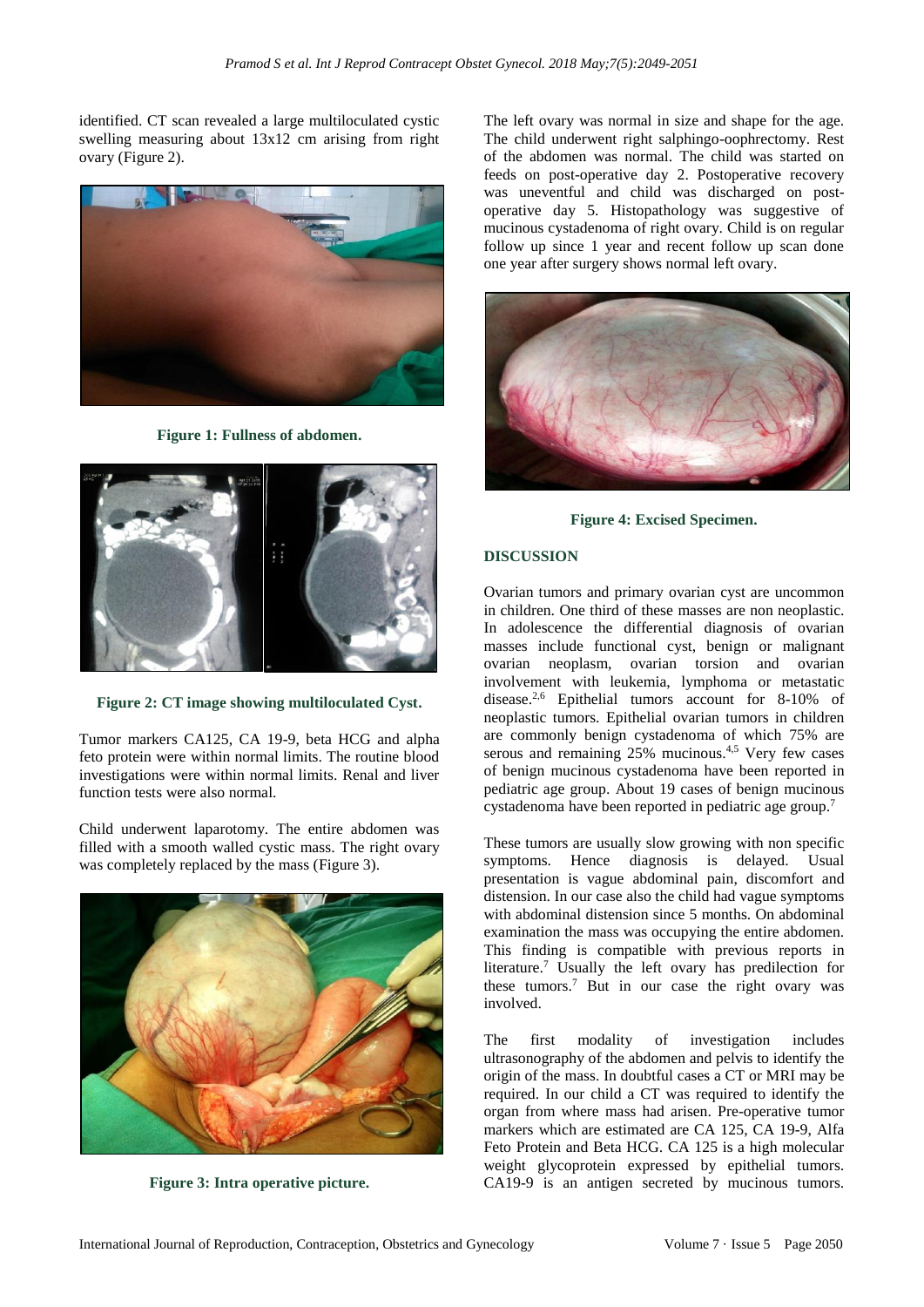identified. CT scan revealed a large multiloculated cystic swelling measuring about 13x12 cm arising from right ovary (Figure 2).

Figure 1: Fullness of abdomen.

Figure 2: CT image showing multiloculated Cyst.

Tumor markers CA125, CA 19-9, beta HCG and alpha feto protein were within normal limits. The routine blood investigations were within normal limits. Renal and liver function tests were also normal.

Child underwent laparotomy. The entire abdomen was filled with a smooth walled cystic mass. The right ovary was completely replaced by the mass (Figure 3).

Figure 3: Intra operative picture.

The left ovary was normal in size and shape for the age. The child underwent right salphingo-oophrectomy. Rest of the abdomen was normal. The child was started on feeds on post-operative day 2. Postoperative recovery was uneventful and child was discharged on post-operative day 5. Histopathology was suggestive of mucinous cystadenoma of right ovary. Child is on regular follow up since 1 year and recent follow up scan done one year after surgery shows normal left ovary.

Figure 4: Excised Specimen.

## DISCUSSION

Ovarian tumors and primary ovarian cyst are uncommon in children. One third of these masses are non neoplastic. In adolescence the differential diagnosis of ovarian masses include functional cyst, benign or malignant ovarian neoplasm, ovarian torsion and ovarian involvement with leukemia, lymphoma or metastatic disease.[2,6] Epithelial tumors account for 8-10% of neoplastic tumors. Epithelial ovarian tumors in children are commonly benign cystadenoma of which 75% are serous and remaining 25% mucinous.[4,5] Very few cases of benign mucinous cystadenoma have been reported in pediatric age group. About 19 cases of benign mucinous cystadenoma have been reported in pediatric age group.[7]

These tumors are usually slow growing with non specific symptoms. Hence diagnosis is delayed. Usual presentation is vague abdominal pain, discomfort and distension. In our case also the child had vague symptoms with abdominal distension since 5 months. On abdominal examination the mass was occupying the entire abdomen. This finding is compatible with previous reports in literature.[7] Usually the left ovary has predilection for these tumors.[7] But in our case the right ovary was involved.

The first modality of investigation includes ultrasonography of the abdomen and pelvis to identify the origin of the mass. In doubtful cases a CT or MRI may be required. In our child a CT was required to identify the organ from where mass had arisen. Pre-operative tumor markers which are estimated are CA 125, CA 19-9, Alfa Feto Protein and Beta HCG. CA 125 is a high molecular weight glycoprotein expressed by epithelial tumors. CA19-9 is an antigen secreted by mucinous tumors.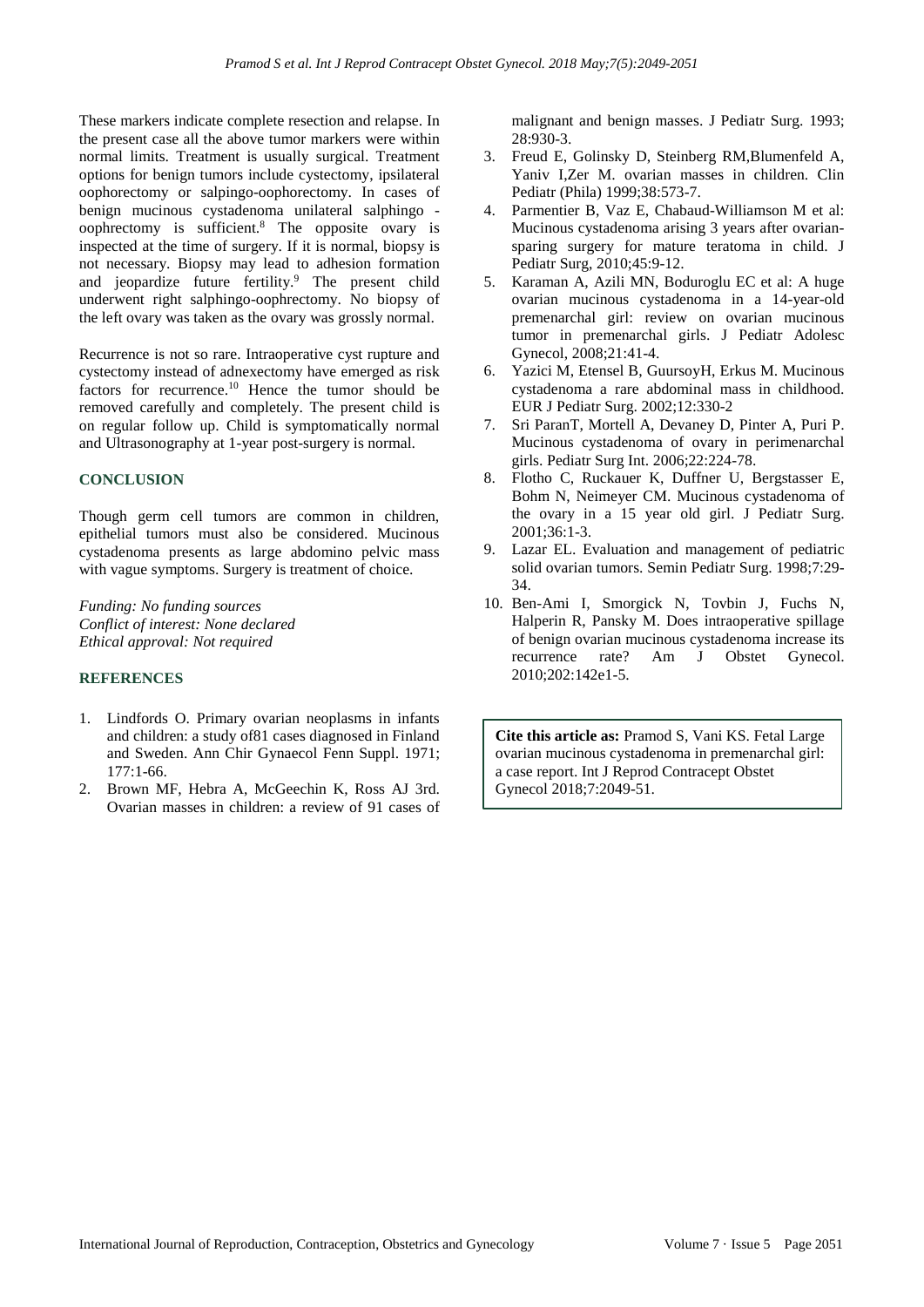These markers indicate complete resection and relapse. In the present case all the above tumor markers were within normal limits. Treatment is usually surgical. Treatment options for benign tumors include cystectomy, ipsilateral oophorectomy or salpingo-oophorectomy. In cases of benign mucinous cystadenoma unilateral salphingo - oophrectomy is sufficient.[8] The opposite ovary is inspected at the time of surgery. If it is normal, biopsy is not necessary. Biopsy may lead to adhesion formation and jeopardize future fertility.[9] The present child underwent right salphingo-oophrectomy. No biopsy of the left ovary was taken as the ovary was grossly normal.

Recurrence is not so rare. Intraoperative cyst rupture and cystectomy instead of adnexectomy have emerged as risk factors for recurrence.[10] Hence the tumor should be removed carefully and completely. The present child is on regular follow up. Child is symptomatically normal and Ultrasonography at 1-year post-surgery is normal.

## CONCLUSION

Though germ cell tumors are common in children, epithelial tumors must also be considered. Mucinous cystadenoma presents as large abdomino pelvic mass with vague symptoms. Surgery is treatment of choice.

*Funding: No funding sources*
*Conflict of interest: None declared*
*Ethical approval: Not required*

## REFERENCES

1. Lindfords O. Primary ovarian neoplasms in infants and children: a study of81 cases diagnosed in Finland and Sweden. Ann Chir Gynaecol Fenn Suppl. 1971; 177:1-66.
2. Brown MF, Hebra A, McGeechin K, Ross AJ 3rd. Ovarian masses in children: a review of 91 cases of malignant and benign masses. J Pediatr Surg. 1993; 28:930-3.
3. Freud E, Golinsky D, Steinberg RM,Blumenfeld A, Yaniv I,Zer M. ovarian masses in children. Clin Pediatr (Phila) 1999;38:573-7.
4. Parmentier B, Vaz E, Chabaud-Williamson M et al: Mucinous cystadenoma arising 3 years after ovarian-sparing surgery for mature teratoma in child. J Pediatr Surg, 2010;45:9-12.
5. Karaman A, Azili MN, Boduroglu EC et al: A huge ovarian mucinous cystadenoma in a 14-year-old premenarchal girl: review on ovarian mucinous tumor in premenarchal girls. J Pediatr Adolesc Gynecol, 2008;21:41-4.
6. Yazici M, Etensel B, GuursoyH, Erkus M. Mucinous cystadenoma a rare abdominal mass in childhood. EUR J Pediatr Surg. 2002;12:330-2
7. Sri ParanT, Mortell A, Devaney D, Pinter A, Puri P. Mucinous cystadenoma of ovary in perimenarchal girls. Pediatr Surg Int. 2006;22:224-78.
8. Flotho C, Ruckauer K, Duffner U, Bergstasser E, Bohm N, Neimeyer CM. Mucinous cystadenoma of the ovary in a 15 year old girl. J Pediatr Surg. 2001;36:1-3.
9. Lazar EL. Evaluation and management of pediatric solid ovarian tumors. Semin Pediatr Surg. 1998;7:29-34.
10. Ben-Ami I, Smorgick N, Tovbin J, Fuchs N, Halperin R, Pansky M. Does intraoperative spillage of benign ovarian mucinous cystadenoma increase its recurrence rate? Am J Obstet Gynecol. 2010;202:142e1-5.

**Cite this article as:** Pramod S, Vani KS. Fetal Large ovarian mucinous cystadenoma in premenarchal girl: a case report. Int J Reprod Contracept Obstet Gynecol 2018;7:2049-51.